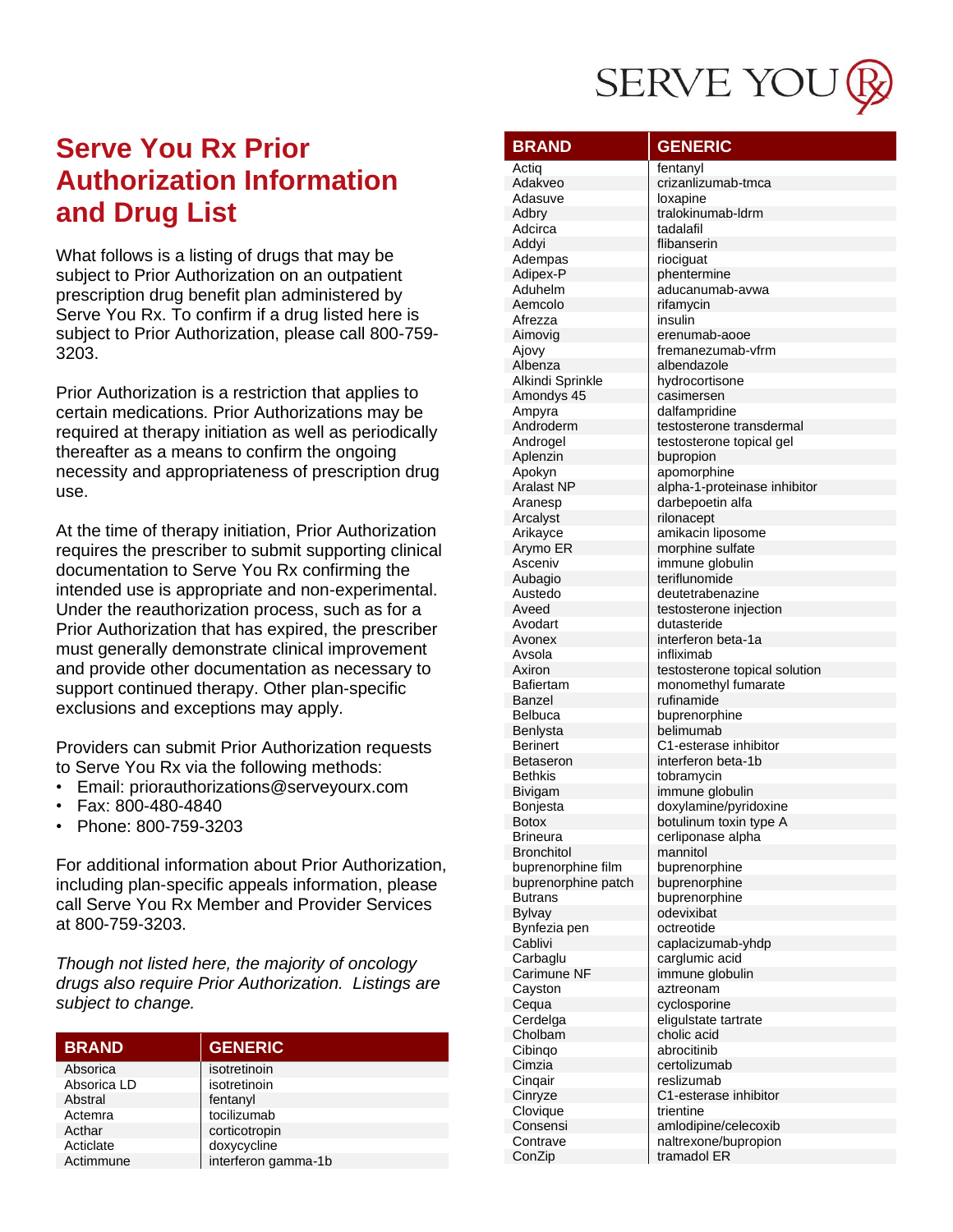# Serve You Rx Prior Authorization Information and Drug List

What follows is a listing of drugs that may be subject to Prior Authorization on an outpatient prescription drug benefit plan administered by Serve You Rx. To confirm if a drug listed here is subject to Prior Authorization, please call 800-759-3203.

Prior Authorization is a restriction that applies to certain medications. Prior Authorizations may be required at therapy initiation as well as periodically thereafter as a means to confirm the ongoing necessity and appropriateness of prescription drug use.

At the time of therapy initiation, Prior Authorization requires the prescriber to submit supporting clinical documentation to Serve You Rx confirming the intended use is appropriate and non-experimental. Under the reauthorization process, such as for a Prior Authorization that has expired, the prescriber must generally demonstrate clinical improvement and provide other documentation as necessary to support continued therapy. Other plan-specific exclusions and exceptions may apply.

Providers can submit Prior Authorization requests to Serve You Rx via the following methods:

- Email: priorauthorizations@serveyourx.com
- Fax: 800-480-4840
- Phone: 800-759-3203

For additional information about Prior Authorization, including plan-specific appeals information, please call Serve You Rx Member and Provider Services at 800-759-3203.

*Though not listed here, the majority of oncology drugs also require Prior Authorization. Listings are subject to change.*

| BRAND | GENERIC |
|---|---|
| Absorica | isotretinoin |
| Absorica LD | isotretinoin |
| Abstral | fentanyl |
| Actemra | tocilizumab |
| Acthar | corticotropin |
| Acticlate | doxycycline |
| Actimmune | interferon gamma-1b |
| Actiq | fentanyl |
| Adakveo | crizanlizumab-tmca |
| Adasuve | loxapine |
| Adbry | tralokinumab-ldrm |
| Adcirca | tadalafil |
| Addyi | flibanserin |
| Adempas | riociguat |
| Adipex-P | phentermine |
| Aduhelm | aducanumab-avwa |
| Aemcolo | rifamycin |
| Afrezza | insulin |
| Aimovig | erenumab-aooe |
| Ajovy | fremanezumab-vfrm |
| Albenza | albendazole |
| Alkindi Sprinkle | hydrocortisone |
| Amondys 45 | casimersen |
| Ampyra | dalfampridine |
| Androderm | testosterone transdermal |
| Androgel | testosterone topical gel |
| Aplenzin | bupropion |
| Apokyn | apomorphine |
| Aralast NP | alpha-1-proteinase inhibitor |
| Aranesp | darbepoetin alfa |
| Arcalyst | rilonacept |
| Arikayce | amikacin liposome |
| Arymo ER | morphine sulfate |
| Asceniv | immune globulin |
| Aubagio | teriflunomide |
| Austedo | deutetrabenazine |
| Aveed | testosterone injection |
| Avodart | dutasteride |
| Avonex | interferon beta-1a |
| Avsola | infliximab |
| Axiron | testosterone topical solution |
| Bafiertam | monomethyl fumarate |
| Banzel | rufinamide |
| Belbuca | buprenorphine |
| Benlysta | belimumab |
| Berinert | C1-esterase inhibitor |
| Betaseron | interferon beta-1b |
| Bethkis | tobramycin |
| Bivigam | immune globulin |
| Bonjesta | doxylamine/pyridoxine |
| Botox | botulinum toxin type A |
| Brineura | cerliponase alpha |
| Bronchitol | mannitol |
| buprenorphine film | buprenorphine |
| buprenorphine patch | buprenorphine |
| Butrans | buprenorphine |
| Bylvay | odevixibat |
| Bynfezia pen | octreotide |
| Cablivi | caplacizumab-yhdp |
| Carbaglu | carglumic acid |
| Carimune NF | immune globulin |
| Cayston | aztreonam |
| Cequa | cyclosporine |
| Cerdelga | eliglustate tartrate |
| Cholbam | cholic acid |
| Cibinqo | abrocitinib |
| Cimzia | certolizumab |
| Cinqair | reslizumab |
| Cinryze | C1-esterase inhibitor |
| Clovique | trientine |
| Consensi | amlodipine/celecoxib |
| Contrave | naltrexone/bupropion |
| ConZip | tramadol ER |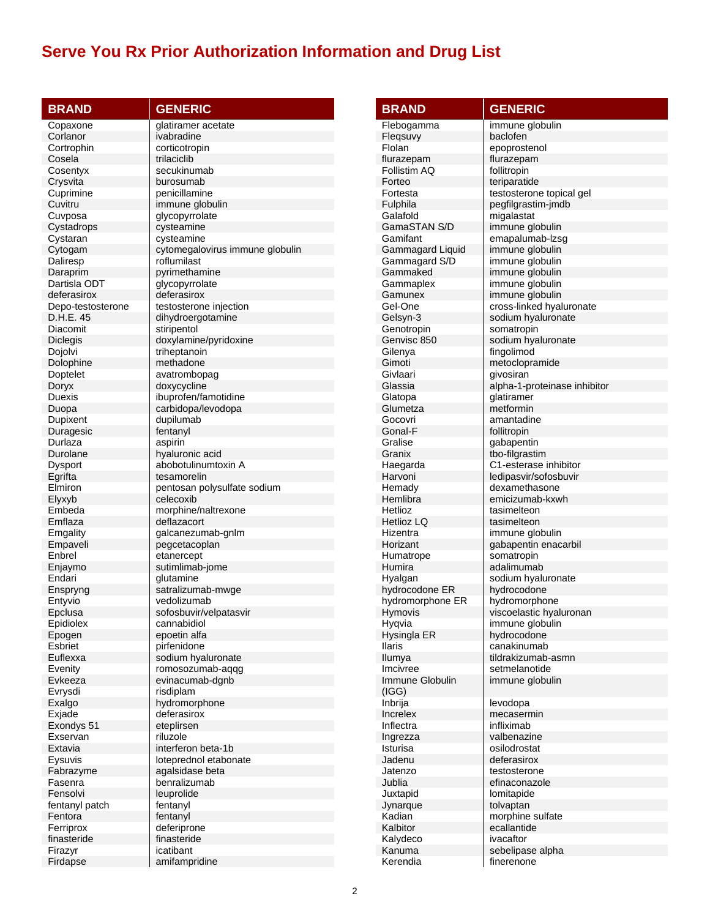# Serve You Rx Prior Authorization Information and Drug List

| BRAND | GENERIC |
|---|---|
| Copaxone | glatiramer acetate |
| Corlanor | ivabradine |
| Cortrophin | corticotropin |
| Cosela | trilaciclib |
| Cosentyx | secukinumab |
| Crysvita | burosumab |
| Cuprimine | penicillamine |
| Cuvitru | immune globulin |
| Cuvposa | glycopyrrolate |
| Cystadrops | cysteamine |
| Cystaran | cysteamine |
| Cytogam | cytomegalovirus immune globulin |
| Daliresp | roflumilast |
| Daraprim | pyrimethamine |
| Dartisla ODT | glycopyrrolate |
| deferasirox | deferasirox |
| Depo-testosterone | testosterone injection |
| D.H.E. 45 | dihydroergotamine |
| Diacomit | stiripentol |
| Diclegis | doxylamine/pyridoxine |
| Dojolvi | triheptanoin |
| Dolophine | methadone |
| Doptelet | avatrombopag |
| Doryx | doxycycline |
| Duexis | ibuprofen/famotidine |
| Duopa | carbidopa/levodopa |
| Dupixent | dupilumab |
| Duragesic | fentanyl |
| Durlaza | aspirin |
| Durolane | hyaluronic acid |
| Dysport | abobotulinumtoxin A |
| Egrifta | tesamorelin |
| Elmiron | pentosan polysulfate sodium |
| Elyxyb | celecoxib |
| Embeda | morphine/naltrexone |
| Emflaza | deflazacort |
| Emgality | galcanezumab-gnlm |
| Empaveli | pegcetacoplan |
| Enbrel | etanercept |
| Enjaymo | sutimlimab-jome |
| Endari | glutamine |
| Enspryng | satralizumab-mwge |
| Entyvio | vedolizumab |
| Epclusa | sofosbuvir/velpatasvir |
| Epidiolex | cannabidiol |
| Epogen | epoetin alfa |
| Esbriet | pirfenidone |
| Euflexxa | sodium hyaluronate |
| Evenity | romosozumab-aqqg |
| Evkeeza | evinacumab-dgnb |
| Evrysdi | risdiplam |
| Exalgo | hydromorphone |
| Exjade | deferasirox |
| Exondys 51 | eteplirsen |
| Exservan | riluzole |
| Extavia | interferon beta-1b |
| Eysuvis | loteprednol etabonate |
| Fabrazyme | agalsidase beta |
| Fasenra | benralizumab |
| Fensolvi | leuprolide |
| fentanyl patch | fentanyl |
| Fentora | fentanyl |
| Ferriprox | deferiprone |
| finasteride | finasteride |
| Firazyr | icatibant |
| Firdapse | amifampridine |
| Flebogamma | immune globulin |
| Fleqsuvy | baclofen |
| Flolan | epoprostenol |
| flurazepam | flurazepam |
| Follistim AQ | follitropin |
| Forteo | teriparatide |
| Fortesta | testosterone topical gel |
| Fulphila | pegfilgrastim-jmdb |
| Galafold | migalastat |
| GamaSTAN S/D | immune globulin |
| Gamifant | emapalumab-lzsg |
| Gammagard Liquid | immune globulin |
| Gammagard S/D | immune globulin |
| Gammaked | immune globulin |
| Gammaplex | immune globulin |
| Gamunex | immune globulin |
| Gel-One | cross-linked hyaluronate |
| Gelsyn-3 | sodium hyaluronate |
| Genotropin | somatropin |
| Genvisc 850 | sodium hyaluronate |
| Gilenya | fingolimod |
| Gimoti | metoclopramide |
| Givlaari | givosiran |
| Glassia | alpha-1-proteinase inhibitor |
| Glatopa | glatiramer |
| Glumetza | metformin |
| Gocovri | amantadine |
| Gonal-F | follitropin |
| Gralise | gabapentin |
| Granix | tbo-filgrastim |
| Haegarda | C1-esterase inhibitor |
| Harvoni | ledipasvir/sofosbuvir |
| Hemady | dexamethasone |
| Hemlibra | emicizumab-kxwh |
| Hetlioz | tasimelteon |
| Hetlioz LQ | tasimelteon |
| Hizentra | immune globulin |
| Horizant | gabapentin enacarbil |
| Humatrope | somatropin |
| Humira | adalimumab |
| Hyalgan | sodium hyaluronate |
| hydrocodone ER | hydrocodone |
| hydromorphone ER | hydromorphone |
| Hymovis | viscoelastic hyaluronan |
| Hyqvia | immune globulin |
| Hysingla ER | hydrocodone |
| Ilaris | canakinumab |
| Ilumya | tildrakizumab-asmn |
| Imcivree | setmelanotide |
| Immune Globulin (IGG) | immune globulin |
| Inbrija | levodopa |
| Increlex | mecasermin |
| Inflectra | infliximab |
| Ingrezza | valbenazine |
| Isturisa | osilodrostat |
| Jadenu | deferasirox |
| Jatenzo | testosterone |
| Jublia | efinaconazole |
| Juxtapid | lomitapide |
| Jynarque | tolvaptan |
| Kadian | morphine sulfate |
| Kalbitor | ecallantide |
| Kalydeco | ivacaftor |
| Kanuma | sebelipase alpha |
| Kerendia | finerenone |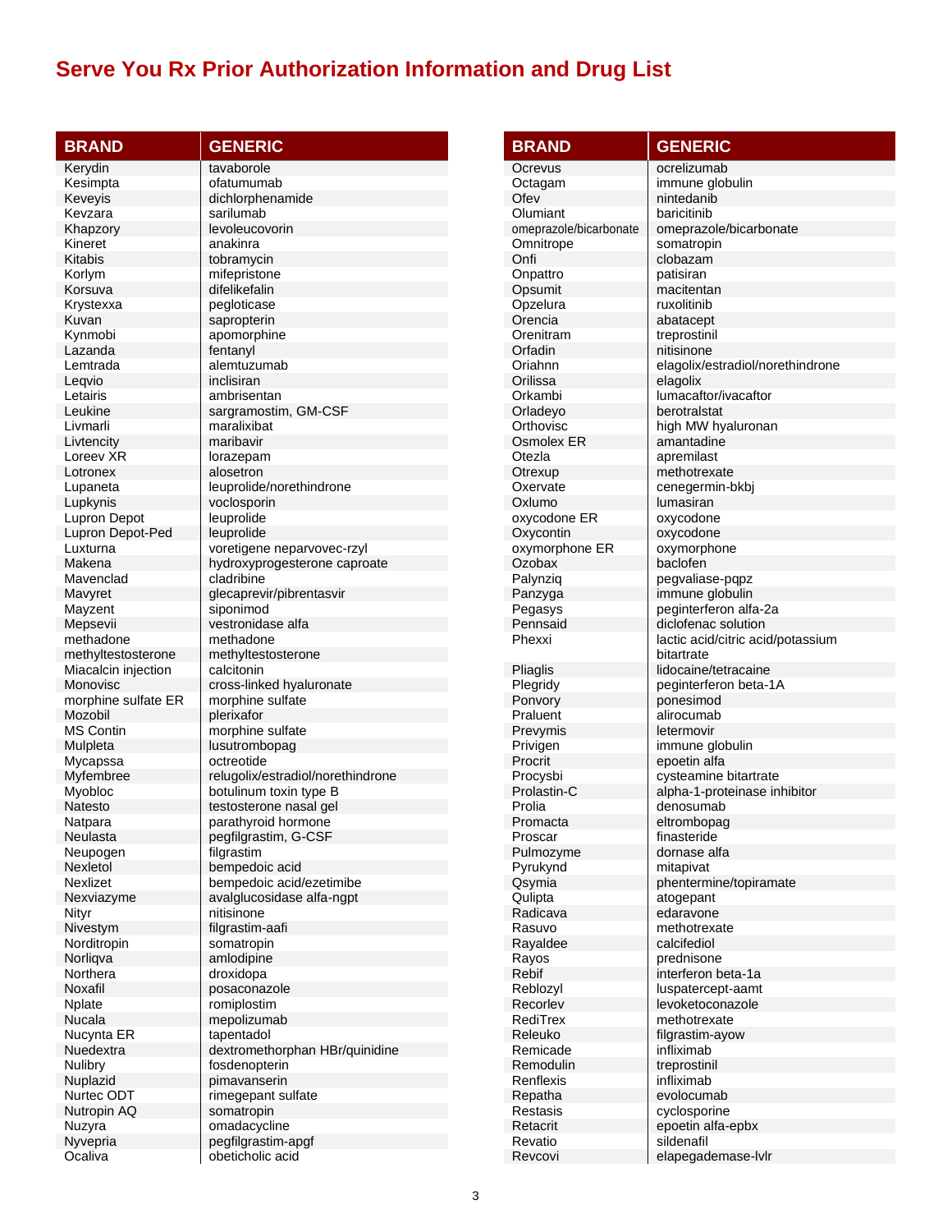# Serve You Rx Prior Authorization Information and Drug List

| BRAND | GENERIC |
|---|---|
| Kerydin | tavaborole |
| Kesimpta | ofatumumab |
| Keveyis | dichlorphenamide |
| Kevzara | sarilumab |
| Khapzory | levoleucovorin |
| Kineret | anakinra |
| Kitabis | tobramycin |
| Korlym | mifepristone |
| Korsuva | difelikefalin |
| Krystexxa | pegloticase |
| Kuvan | sapropterin |
| Kynmobi | apomorphine |
| Lazanda | fentanyl |
| Lemtrada | alemtuzumab |
| Leqvio | inclisiran |
| Letairis | ambrisentan |
| Leukine | sargramostim, GM-CSF |
| Livmarli | maralixibat |
| Livtencity | maribavir |
| Loreev XR | lorazepam |
| Lotronex | alosetron |
| Lupaneta | leuprolide/norethindrone |
| Lupkynis | voclosporin |
| Lupron Depot | leuprolide |
| Lupron Depot-Ped | leuprolide |
| Luxturna | voretigene neparvovec-rzyl |
| Makena | hydroxyprogesterone caproate |
| Mavenclad | cladribine |
| Mavyret | glecaprevir/pibrentasvir |
| Mayzent | siponimod |
| Mepsevii | vestronidase alfa |
| methadone | methadone |
| methyltestosterone | methyltestosterone |
| Miacalcin injection | calcitonin |
| Monovisc | cross-linked hyaluronate |
| morphine sulfate ER | morphine sulfate |
| Mozobil | plerixafor |
| MS Contin | morphine sulfate |
| Mulpleta | lusutrombopag |
| Mycapssa | octreotide |
| Myfembree | relugolix/estradiol/norethindrone |
| Myobloc | botulinum toxin type B |
| Natesto | testosterone nasal gel |
| Natpara | parathyroid hormone |
| Neulasta | pegfilgrastim, G-CSF |
| Neupogen | filgrastim |
| Nexletol | bempedoic acid |
| Nexlizet | bempedoic acid/ezetimibe |
| Nexviazyme | avalglucosidase alfa-ngpt |
| Nityr | nitisinone |
| Nivestym | filgrastim-aafi |
| Norditropin | somatropin |
| Norliqva | amlodipine |
| Northera | droxidopa |
| Noxafil | posaconazole |
| Nplate | romiplostim |
| Nucala | mepolizumab |
| Nucynta ER | tapentadol |
| Nuedextra | dextromethorphan HBr/quinidine |
| Nulibry | fosdenopterin |
| Nuplazid | pimavanserin |
| Nurtec ODT | rimegepant sulfate |
| Nutropin AQ | somatropin |
| Nuzyra | omadacycline |
| Nyvepria | pegfilgrastim-apgf |
| Ocaliva | obeticholic acid |
| Ocrevus | ocrelizumab |
| Octagam | immune globulin |
| Ofev | nintedanib |
| Olumiant | baricitinib |
| omeprazole/bicarbonate | omeprazole/bicarbonate |
| Omnitrope | somatropin |
| Onfi | clobazam |
| Onpattro | patisiran |
| Opsumit | macitentan |
| Opzelura | ruxolitinib |
| Orencia | abatacept |
| Orenitram | treprostinil |
| Orfadin | nitisinone |
| Oriahnn | elagolix/estradiol/norethindrone |
| Orilissa | elagolix |
| Orkambi | lumacaftor/ivacaftor |
| Orladeyo | berotralstat |
| Orthovisc | high MW hyaluronan |
| Osmolex ER | amantadine |
| Otezla | apremilast |
| Otrexup | methotrexate |
| Oxervate | cenegermin-bkbj |
| Oxlumo | lumasiran |
| oxycodone ER | oxycodone |
| Oxycontin | oxycodone |
| oxymorphone ER | oxymorphone |
| Ozobax | baclofen |
| Palynziq | pegvaliase-pqpz |
| Panzyga | immune globulin |
| Pegasys | peginterferon alfa-2a |
| Pennsaid | diclofenac solution |
| Phexxi | lactic acid/citric acid/potassium bitartrate |
| Pliaglis | lidocaine/tetracaine |
| Plegridy | peginterferon beta-1A |
| Ponvory | ponesimod |
| Praluent | alirocumab |
| Prevymis | letermovir |
| Privigen | immune globulin |
| Procrit | epoetin alfa |
| Procysbi | cysteamine bitartrate |
| Prolastin-C | alpha-1-proteinase inhibitor |
| Prolia | denosumab |
| Promacta | eltrombopag |
| Proscar | finasteride |
| Pulmozyme | dornase alfa |
| Pyrukynd | mitapivat |
| Qsymia | phentermine/topiramate |
| Qulipta | atogepant |
| Radicava | edaravone |
| Rasuvo | methotrexate |
| Rayaldee | calcifediol |
| Rayos | prednisone |
| Rebif | interferon beta-1a |
| Reblozyl | luspatercept-aamt |
| Recorlev | levoketoconazole |
| RediTrex | methotrexate |
| Releuko | filgrastim-ayow |
| Remicade | infliximab |
| Remodulin | treprostinil |
| Renflexis | infliximab |
| Repatha | evolocumab |
| Restasis | cyclosporine |
| Retacrit | epoetin alfa-epbx |
| Revatio | sildenafil |
| Revcovi | elapegademase-lvlr |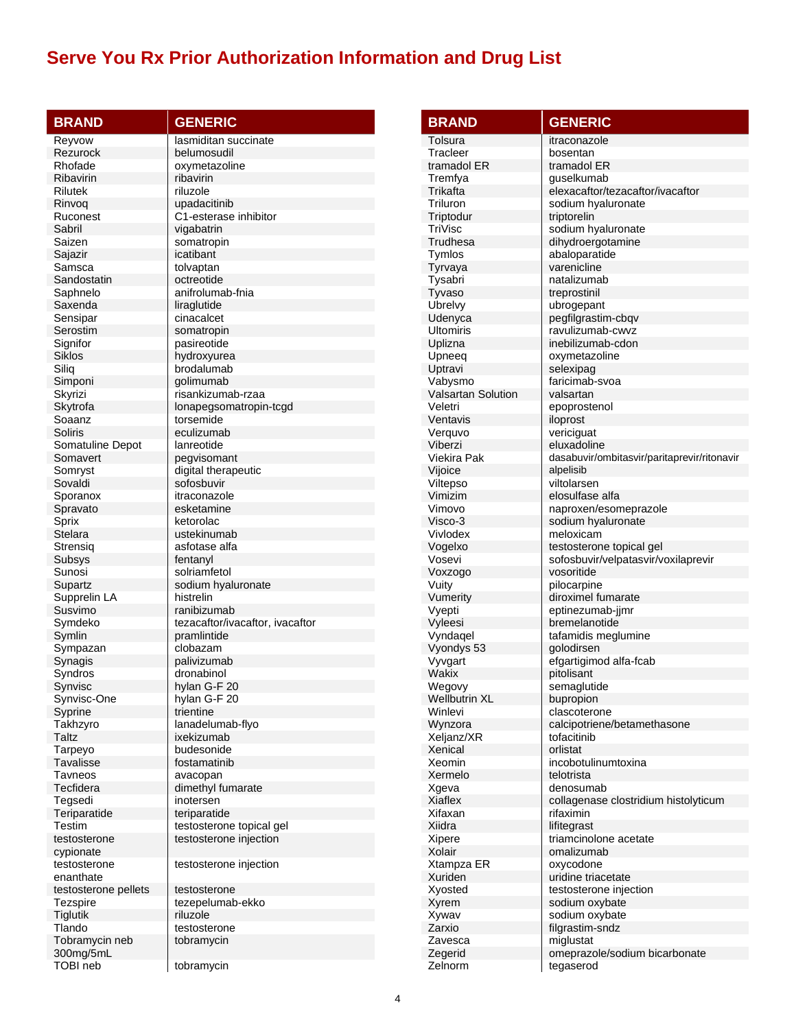# Serve You Rx Prior Authorization Information and Drug List

| BRAND | GENERIC |
|---|---|
| Reyvow | lasmiditan succinate |
| Rezurock | belumosudil |
| Rhofade | oxymetazoline |
| Ribavirin | ribavirin |
| Rilutek | riluzole |
| Rinvoq | upadacitinib |
| Ruconest | C1-esterase inhibitor |
| Sabril | vigabatrin |
| Saizen | somatropin |
| Sajazir | icatibant |
| Samsca | tolvaptan |
| Sandostatin | octreotide |
| Saphnelo | anifrolumab-fnia |
| Saxenda | liraglutide |
| Sensipar | cinacalcet |
| Serostim | somatropin |
| Signifor | pasireotide |
| Siklos | hydroxyurea |
| Siliq | brodalumab |
| Simponi | golimumab |
| Skyrizi | risankizumab-rzaa |
| Skytrofa | lonapegsomatropin-tcgd |
| Soaanz | torsemide |
| Soliris | eculizumab |
| Somatuline Depot | lanreotide |
| Somavert | pegvisomant |
| Somryst | digital therapeutic |
| Sovaldi | sofosbuvir |
| Sporanox | itraconazole |
| Spravato | esketamine |
| Sprix | ketorolac |
| Stelara | ustekinumab |
| Strensiq | asfotase alfa |
| Subsys | fentanyl |
| Sunosi | solriamfetol |
| Supartz | sodium hyaluronate |
| Supprelin LA | histrelin |
| Susvimo | ranibizumab |
| Symdeko | tezacaftor/ivacaftor, ivacaftor |
| Symlin | pramlintide |
| Sympazan | clobazam |
| Synagis | palivizumab |
| Syndros | dronabinol |
| Synvisc | hylan G-F 20 |
| Synvisc-One | hylan G-F 20 |
| Syprine | trientine |
| Takhzyro | lanadelumab-flyo |
| Taltz | ixekizumab |
| Tarpeyo | budesonide |
| Tavalisse | fostamatinib |
| Tavneos | avacopan |
| Tecfidera | dimethyl fumarate |
| Tegsedi | inotersen |
| Teriparatide | teriparatide |
| Testim | testosterone topical gel |
| testosterone cypionate | testosterone injection |
| testosterone enanthate | testosterone injection |
| testosterone pellets | testosterone |
| Tezspire | tezepelumab-ekko |
| Tiglutik | riluzole |
| Tlando | testosterone |
| Tobramycin neb 300mg/5mL | tobramycin |
| TOBI neb | tobramycin |
| Tolsura | itraconazole |
| Tracleer | bosentan |
| tramadol ER | tramadol ER |
| Tremfya | guselkumab |
| Trikafta | elexacaftor/tezacaftor/ivacaftor |
| Triluron | sodium hyaluronate |
| Triptodur | triptorelin |
| TriVisc | sodium hyaluronate |
| Trudhesa | dihydroergotamine |
| Tymlos | abaloparatide |
| Tyrvaya | varenicline |
| Tysabri | natalizumab |
| Tyvaso | treprostinil |
| Ubrelvy | ubrogepant |
| Udenyca | pegfilgrastim-cbqv |
| Ultomiris | ravulizumab-cwvz |
| Uplizna | inebilizumab-cdon |
| Upneeq | oxymetazoline |
| Uptravi | selexipag |
| Vabysmo | faricimab-svoa |
| Valsartan Solution | valsartan |
| Veletri | epoprostenol |
| Ventavis | iloprost |
| Verquvo | vericiguat |
| Viberzi | eluxadoline |
| Viekira Pak | dasabuvir/ombitasvir/paritaprevir/ritonavir |
| Vijoice | alpelisib |
| Viltepso | viltolarsen |
| Vimizim | elosulfase alfa |
| Vimovo | naproxen/esomeprazole |
| Visco-3 | sodium hyaluronate |
| Vivlodex | meloxicam |
| Vogelxo | testosterone topical gel |
| Vosevi | sofosbuvir/velpatasvir/voxilaprevir |
| Voxzogo | vosoritide |
| Vuity | pilocarpine |
| Vumerity | diroximel fumarate |
| Vyepti | eptinezumab-jjmr |
| Vyleesi | bremelanotide |
| Vyndaqel | tafamidis meglumine |
| Vyondys 53 | golodirsen |
| Vyvgart | efgartigimod alfa-fcab |
| Wakix | pitolisant |
| Wegovy | semaglutide |
| Wellbutrin XL | bupropion |
| Winlevi | clascoterone |
| Wynzora | calcipotriene/betamethasone |
| Xeljanz/XR | tofacitinib |
| Xenical | orlistat |
| Xeomin | incobotulinumtoxina |
| Xermelo | telotrista |
| Xgeva | denosumab |
| Xiaflex | collagenase clostridium histolyticum |
| Xifaxan | rifaximin |
| Xiidra | lifitegrast |
| Xipere | triamcinolone acetate |
| Xolair | omalizumab |
| Xtampza ER | oxycodone |
| Xuriden | uridine triacetate |
| Xyosted | testosterone injection |
| Xyrem | sodium oxybate |
| Xywav | sodium oxybate |
| Zarxio | filgrastim-sndz |
| Zavesca | miglustat |
| Zegerid | omeprazole/sodium bicarbonate |
| Zelnorm | tegaserod |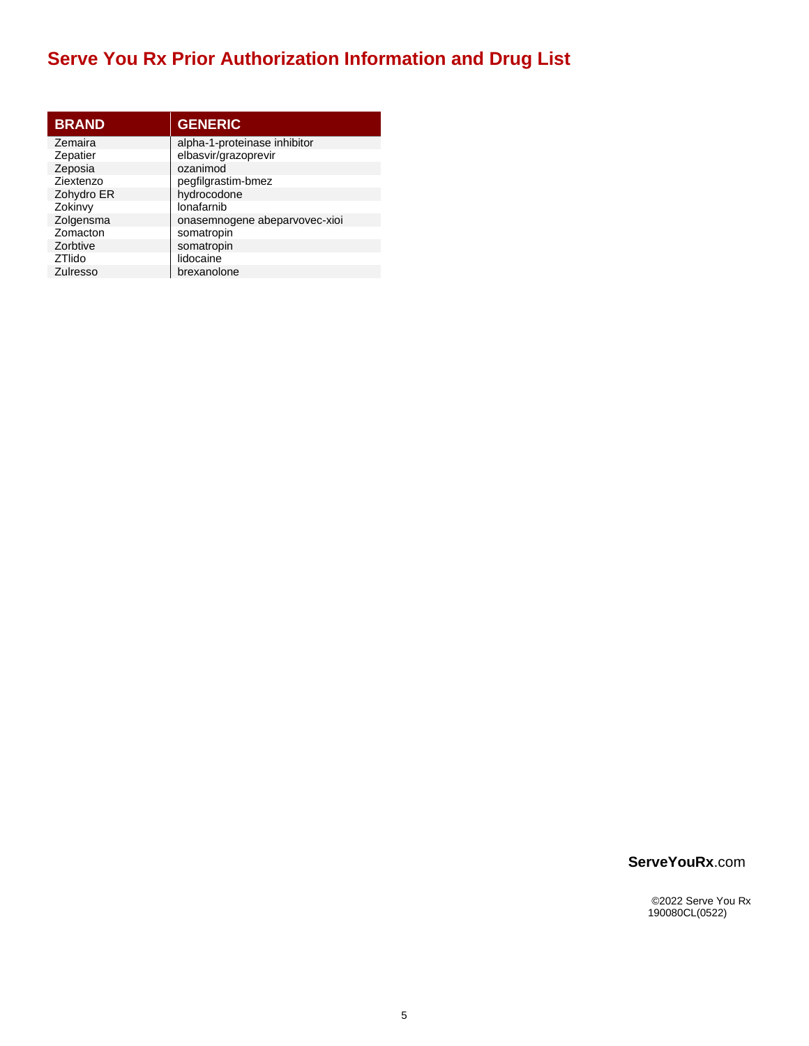# Serve You Rx Prior Authorization Information and Drug List

| BRAND | GENERIC |
|---|---|
| Zemaira | alpha-1-proteinase inhibitor |
| Zepatier | elbasvir/grazoprevir |
| Zeposia | ozanimod |
| Ziextenzo | pegfilgrastim-bmez |
| Zohydro ER | hydrocodone |
| Zokinvy | lonafarnib |
| Zolgensma | onasemnogene abeparvovec-xioi |
| Zomacton | somatropin |
| Zorbtive | somatropin |
| ZTlido | lidocaine |
| Zulresso | brexanolone |

**ServeYouRx**.com

©2022 Serve You Rx
190080CL(0522)